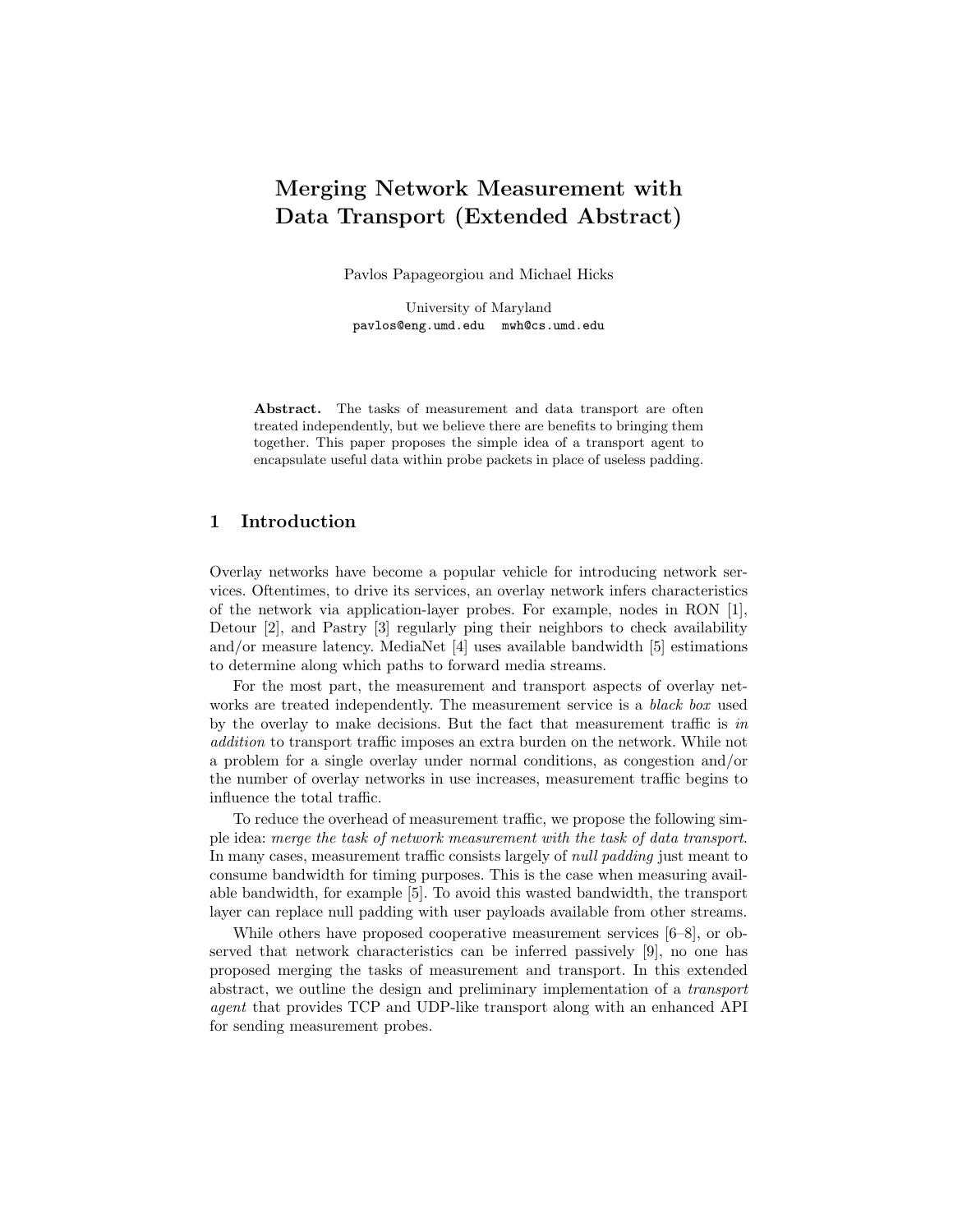# Merging Network Measurement with Data Transport (Extended Abstract)

Pavlos Papageorgiou and Michael Hicks

University of Maryland
pavlos@eng.umd.edu mwh@cs.umd.edu

**Abstract.** The tasks of measurement and data transport are often treated independently, but we believe there are benefits to bringing them together. This paper proposes the simple idea of a transport agent to encapsulate useful data within probe packets in place of useless padding.

## 1 Introduction

Overlay networks have become a popular vehicle for introducing network services. Oftentimes, to drive its services, an overlay network infers characteristics of the network via application-layer probes. For example, nodes in RON [1], Detour [2], and Pastry [3] regularly ping their neighbors to check availability and/or measure latency. MediaNet [4] uses available bandwidth [5] estimations to determine along which paths to forward media streams.

For the most part, the measurement and transport aspects of overlay networks are treated independently. The measurement service is a *black box* used by the overlay to make decisions. But the fact that measurement traffic is *in addition* to transport traffic imposes an extra burden on the network. While not a problem for a single overlay under normal conditions, as congestion and/or the number of overlay networks in use increases, measurement traffic begins to influence the total traffic.

To reduce the overhead of measurement traffic, we propose the following simple idea: *merge the task of network measurement with the task of data transport*. In many cases, measurement traffic consists largely of *null padding* just meant to consume bandwidth for timing purposes. This is the case when measuring available bandwidth, for example [5]. To avoid this wasted bandwidth, the transport layer can replace null padding with user payloads available from other streams.

While others have proposed cooperative measurement services [6–8], or observed that network characteristics can be inferred passively [9], no one has proposed merging the tasks of measurement and transport. In this extended abstract, we outline the design and preliminary implementation of a *transport agent* that provides TCP and UDP-like transport along with an enhanced API for sending measurement probes.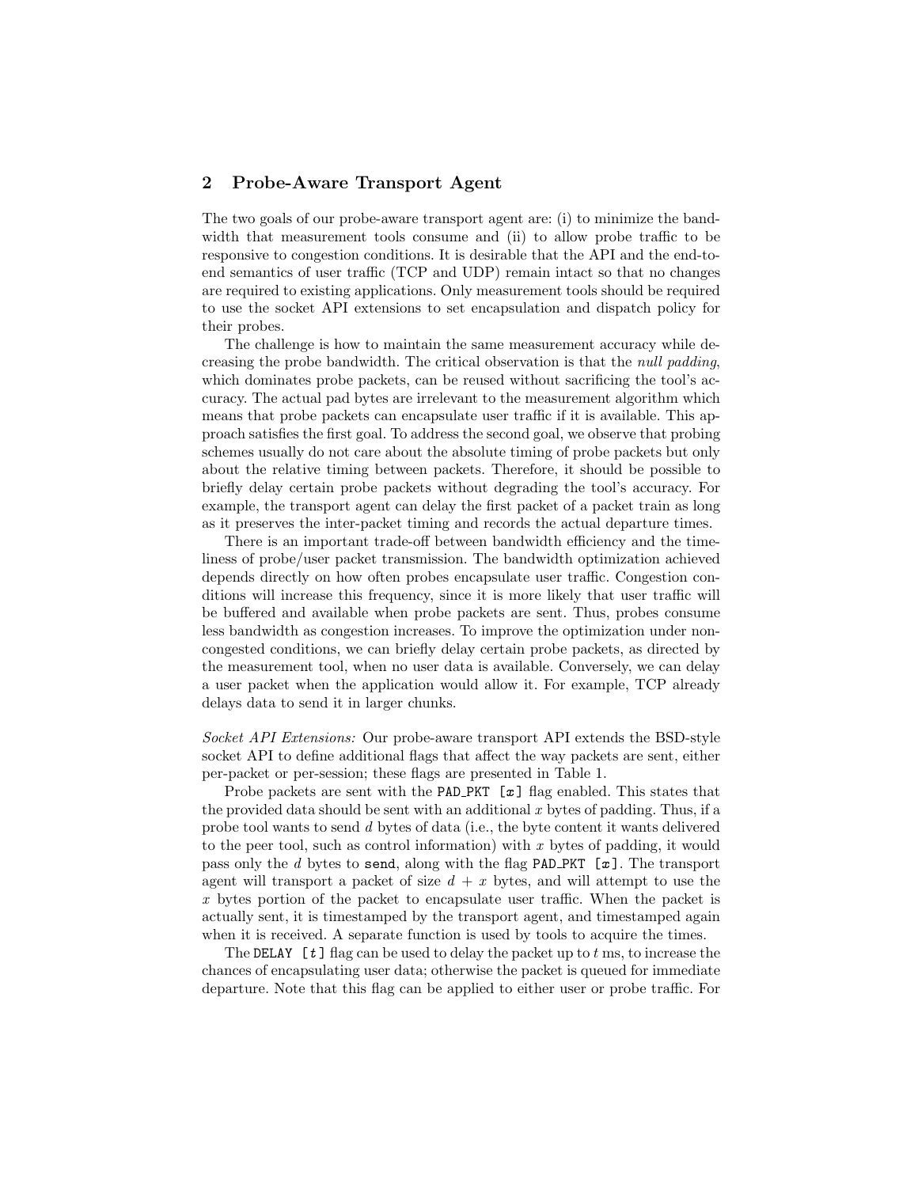## 2 Probe-Aware Transport Agent

The two goals of our probe-aware transport agent are: (i) to minimize the bandwidth that measurement tools consume and (ii) to allow probe traffic to be responsive to congestion conditions. It is desirable that the API and the end-to-end semantics of user traffic (TCP and UDP) remain intact so that no changes are required to existing applications. Only measurement tools should be required to use the socket API extensions to set encapsulation and dispatch policy for their probes.

The challenge is how to maintain the same measurement accuracy while decreasing the probe bandwidth. The critical observation is that the *null padding*, which dominates probe packets, can be reused without sacrificing the tool's accuracy. The actual pad bytes are irrelevant to the measurement algorithm which means that probe packets can encapsulate user traffic if it is available. This approach satisfies the first goal. To address the second goal, we observe that probing schemes usually do not care about the absolute timing of probe packets but only about the relative timing between packets. Therefore, it should be possible to briefly delay certain probe packets without degrading the tool's accuracy. For example, the transport agent can delay the first packet of a packet train as long as it preserves the inter-packet timing and records the actual departure times.

There is an important trade-off between bandwidth efficiency and the timeliness of probe/user packet transmission. The bandwidth optimization achieved depends directly on how often probes encapsulate user traffic. Congestion conditions will increase this frequency, since it is more likely that user traffic will be buffered and available when probe packets are sent. Thus, probes consume less bandwidth as congestion increases. To improve the optimization under non-congested conditions, we can briefly delay certain probe packets, as directed by the measurement tool, when no user data is available. Conversely, we can delay a user packet when the application would allow it. For example, TCP already delays data to send it in larger chunks.

*Socket API Extensions:* Our probe-aware transport API extends the BSD-style socket API to define additional flags that affect the way packets are sent, either per-packet or per-session; these flags are presented in Table 1.

Probe packets are sent with the `PAD_PKT [x]` flag enabled. This states that the provided data should be sent with an additional $x$ bytes of padding. Thus, if a probe tool wants to send $d$ bytes of data (i.e., the byte content it wants delivered to the peer tool, such as control information) with $x$ bytes of padding, it would pass only the $d$ bytes to **send**, along with the flag `PAD_PKT [x]`. The transport agent will transport a packet of size $d + x$ bytes, and will attempt to use the $x$ bytes portion of the packet to encapsulate user traffic. When the packet is actually sent, it is timestamped by the transport agent, and timestamped again when it is received. A separate function is used by tools to acquire the times.

The `DELAY [t]` flag can be used to delay the packet up to $t$ ms, to increase the chances of encapsulating user data; otherwise the packet is queued for immediate departure. Note that this flag can be applied to either user or probe traffic. For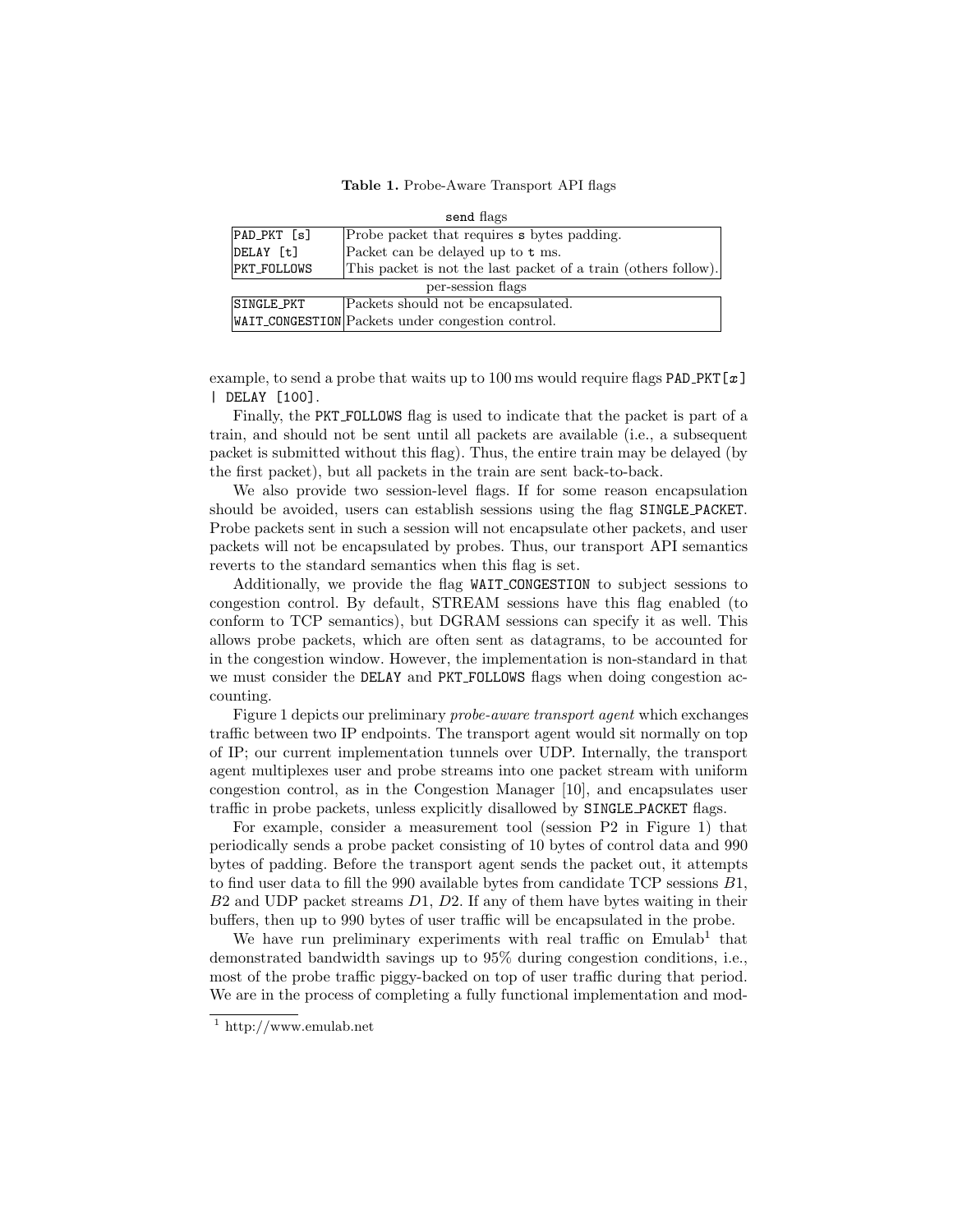**Table 1.** Probe-Aware Transport API flags

| | |
|---|---|
| `send` flags | |
| PAD_PKT [s] | Probe packet that requires s bytes padding. |
| DELAY [t] | Packet can be delayed up to t ms. |
| PKT_FOLLOWS | This packet is not the last packet of a train (others follow). |
| per-session flags | |
| SINGLE_PKT | Packets should not be encapsulated. |
| WAIT_CONGESTION | Packets under congestion control. |

example, to send a probe that waits up to 100 ms would require flags PAD_PKT[$x$] | DELAY [100].

Finally, the PKT_FOLLOWS flag is used to indicate that the packet is part of a train, and should not be sent until all packets are available (i.e., a subsequent packet is submitted without this flag). Thus, the entire train may be delayed (by the first packet), but all packets in the train are sent back-to-back.

We also provide two session-level flags. If for some reason encapsulation should be avoided, users can establish sessions using the flag SINGLE_PACKET. Probe packets sent in such a session will not encapsulate other packets, and user packets will not be encapsulated by probes. Thus, our transport API semantics reverts to the standard semantics when this flag is set.

Additionally, we provide the flag WAIT_CONGESTION to subject sessions to congestion control. By default, STREAM sessions have this flag enabled (to conform to TCP semantics), but DGRAM sessions can specify it as well. This allows probe packets, which are often sent as datagrams, to be accounted for in the congestion window. However, the implementation is non-standard in that we must consider the DELAY and PKT_FOLLOWS flags when doing congestion accounting.

Figure 1 depicts our preliminary *probe-aware transport agent* which exchanges traffic between two IP endpoints. The transport agent would sit normally on top of IP; our current implementation tunnels over UDP. Internally, the transport agent multiplexes user and probe streams into one packet stream with uniform congestion control, as in the Congestion Manager [10], and encapsulates user traffic in probe packets, unless explicitly disallowed by SINGLE_PACKET flags.

For example, consider a measurement tool (session P2 in Figure 1) that periodically sends a probe packet consisting of 10 bytes of control data and 990 bytes of padding. Before the transport agent sends the packet out, it attempts to find user data to fill the 990 available bytes from candidate TCP sessions $B1$, $B2$ and UDP packet streams $D1$, $D2$. If any of them have bytes waiting in their buffers, then up to 990 bytes of user traffic will be encapsulated in the probe.

We have run preliminary experiments with real traffic on Emulab[1] that demonstrated bandwidth savings up to 95% during congestion conditions, i.e., most of the probe traffic piggy-backed on top of user traffic during that period. We are in the process of completing a fully functional implementation and mod-

[1] http://www.emulab.net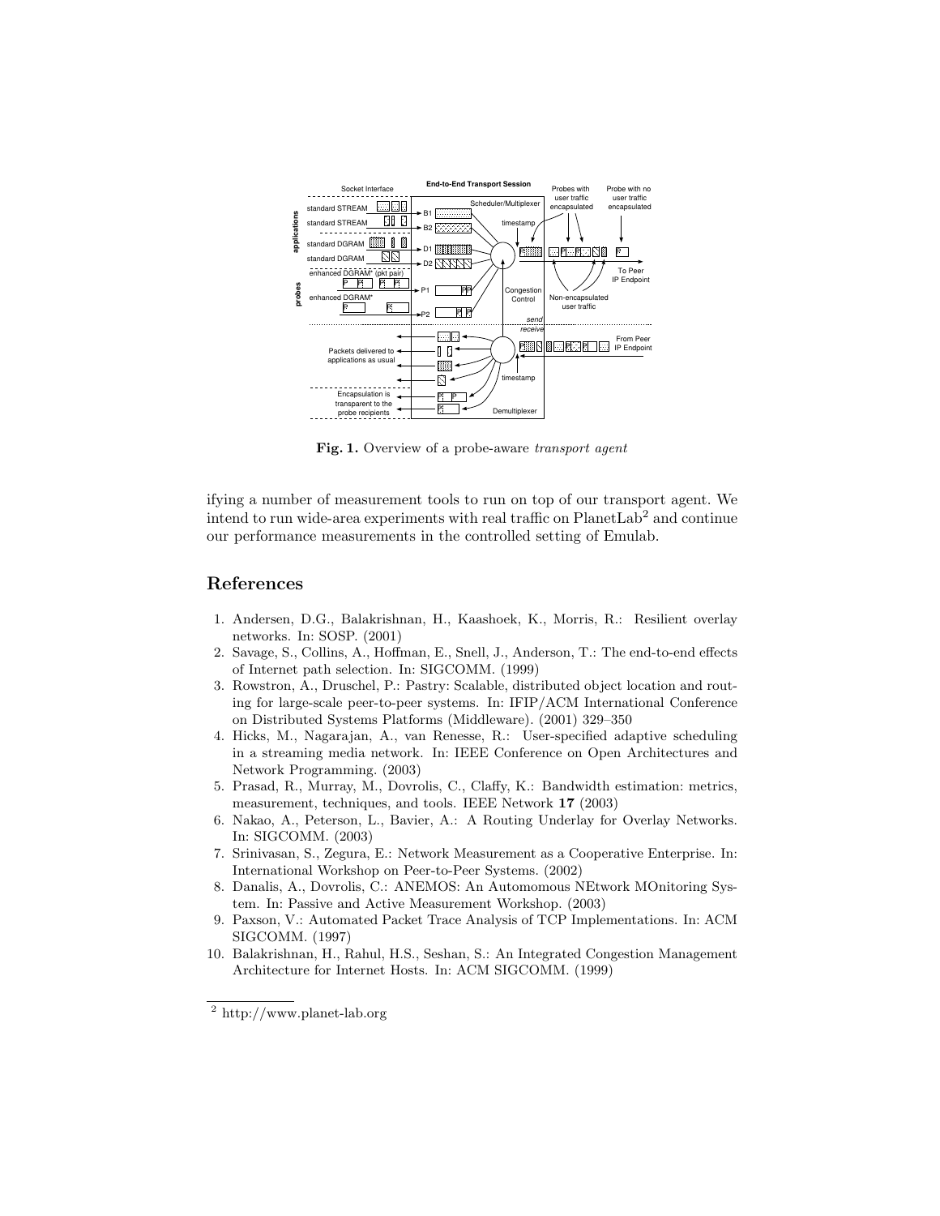End-to-End Transport Session

Socket Interface

applications

standard STREAM

standard STREAM

standard DGRAM

standard DGRAM

probes

enhanced DGRAM* (pkt pair)

enhanced DGRAM*

B1

B2

D1

D2

P1

P2

Scheduler/Multiplexer

timestamp

Congestion Control

Probes with user traffic encapsulated

Probe with no user traffic encapsulated

To Peer IP Endpoint

Non-encapsulated user traffic

send

receive

From Peer IP Endpoint

Packets delivered to applications as usual

timestamp

Encapsulation is transparent to the probe recipients

Demultiplexer

**Fig. 1.** Overview of a probe-aware *transport agent*

ifying a number of measurement tools to run on top of our transport agent. We intend to run wide-area experiments with real traffic on PlanetLab[2] and continue our performance measurements in the controlled setting of Emulab.

## References

1. Andersen, D.G., Balakrishnan, H., Kaashoek, K., Morris, R.: Resilient overlay networks. In: SOSP. (2001)
2. Savage, S., Collins, A., Hoffman, E., Snell, J., Anderson, T.: The end-to-end effects of Internet path selection. In: SIGCOMM. (1999)
3. Rowstron, A., Druschel, P.: Pastry: Scalable, distributed object location and routing for large-scale peer-to-peer systems. In: IFIP/ACM International Conference on Distributed Systems Platforms (Middleware). (2001) 329–350
4. Hicks, M., Nagarajan, A., van Renesse, R.: User-specified adaptive scheduling in a streaming media network. In: IEEE Conference on Open Architectures and Network Programming. (2003)
5. Prasad, R., Murray, M., Dovrolis, C., Claffy, K.: Bandwidth estimation: metrics, measurement, techniques, and tools. IEEE Network **17** (2003)
6. Nakao, A., Peterson, L., Bavier, A.: A Routing Underlay for Overlay Networks. In: SIGCOMM. (2003)
7. Srinivasan, S., Zegura, E.: Network Measurement as a Cooperative Enterprise. In: International Workshop on Peer-to-Peer Systems. (2002)
8. Danalis, A., Dovrolis, C.: ANEMOS: An Automomous NEtwork MOnitoring System. In: Passive and Active Measurement Workshop. (2003)
9. Paxson, V.: Automated Packet Trace Analysis of TCP Implementations. In: ACM SIGCOMM. (1997)
10. Balakrishnan, H., Rahul, H.S., Seshan, S.: An Integrated Congestion Management Architecture for Internet Hosts. In: ACM SIGCOMM. (1999)

[2] http://www.planet-lab.org